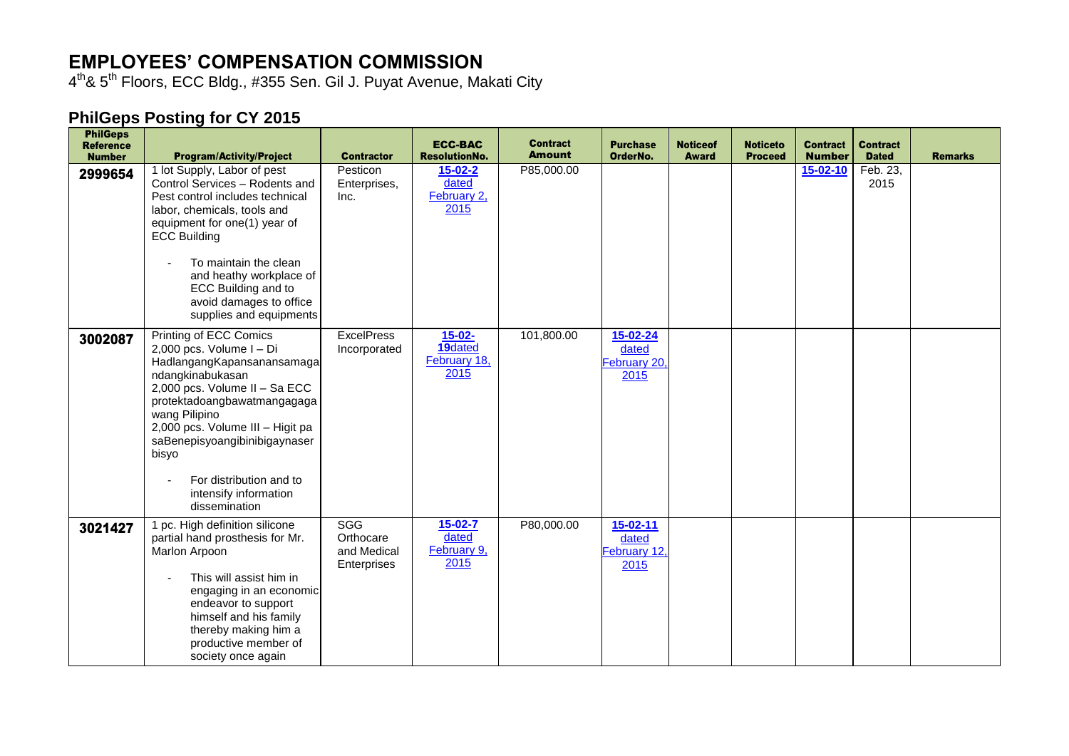# EMPLOYEES' COMPENSATION COMMISSION

4th& 5th Floors, ECC Bldg., #355 Sen. Gil J. Puyat Avenue, Makati City

## PhilGeps Posting for CY 2015

| PhilGeps Reference Number | Program/Activity/Project | Contractor | ECC-BAC ResolutionNo. | Contract Amount | Purchase OrderNo. | Noticeof Award | Noticeto Proceed | Contract Number | Contract Dated | Remarks |
|---|---|---|---|---|---|---|---|---|---|---|
| 2999654 | 1 lot Supply, Labor of pest Control Services – Rodents and Pest control includes technical labor, chemicals, tools and equipment for one(1) year of ECC Building<br>- To maintain the clean and heathy workplace of ECC Building and to avoid damages to office supplies and equipments | Pesticon Enterprises, Inc. | 15-02-2 dated February 2, 2015 | P85,000.00 | | | | 15-02-10 | Feb. 23, 2015 | |
| 3002087 | Printing of ECC Comics<br>2,000 pcs. Volume I – Di HadlangangKapansanansamagandangkinabukasan<br>2,000 pcs. Volume II – Sa ECC protektadoangbawatmangagagawang Pilipino<br>2,000 pcs. Volume III – Higit pa saBenepisyoangibinibigaynaserbisyo<br>- For distribution and to intensify information dissemination | ExcelPress Incorporated | 15-02-19dated February 18, 2015 | 101,800.00 | 15-02-24 dated February 20, 2015 | | | | | |
| 3021427 | 1 pc. High definition silicone partial hand prosthesis for Mr. Marlon Arpoon<br>- This will assist him in engaging in an economic endeavor to support himself and his family thereby making him a productive member of society once again | SGG Orthocare and Medical Enterprises | 15-02-7 dated February 9, 2015 | P80,000.00 | 15-02-11 dated February 12, 2015 | | | | | |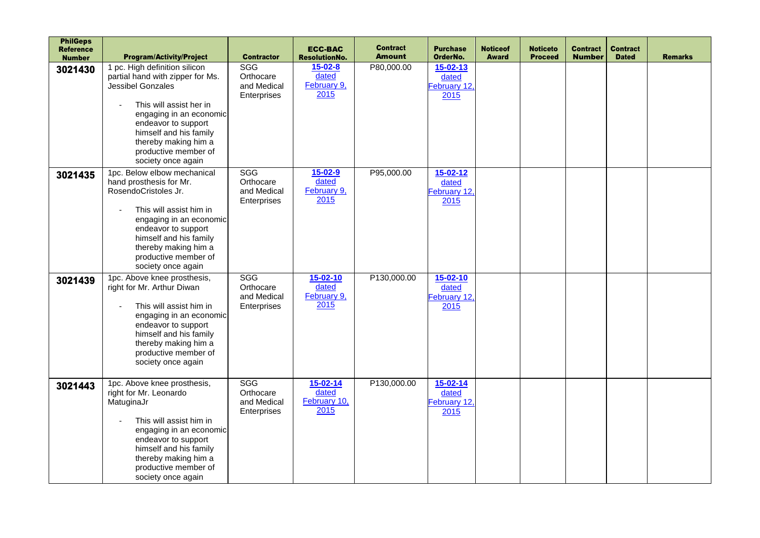| PhilGeps Reference Number | Program/Activity/Project | Contractor | ECC-BAC ResolutionNo. | Contract Amount | Purchase OrderNo. | Noticeof Award | Noticeto Proceed | Contract Number | Contract Dated | Remarks |
|---|---|---|---|---|---|---|---|---|---|---|
| **3021430** | 1 pc. High definition silicon partial hand with zipper for Ms. Jessibel Gonzales<br><br>- This will assist her in engaging in an economic endeavor to support himself and his family thereby making him a productive member of society once again | SGG Orthocare and Medical Enterprises | **15-02-8** dated February 9, 2015 | P80,000.00 | **15-02-13** dated February 12, 2015 | | | | | |
| **3021435** | 1pc. Below elbow mechanical hand prosthesis for Mr. RosendoCristoles Jr.<br><br>- This will assist him in engaging in an economic endeavor to support himself and his family thereby making him a productive member of society once again | SGG Orthocare and Medical Enterprises | **15-02-9** dated February 9, 2015 | P95,000.00 | **15-02-12** dated February 12, 2015 | | | | | |
| **3021439** | 1pc. Above knee prosthesis, right for Mr. Arthur Diwan<br><br>- This will assist him in engaging in an economic endeavor to support himself and his family thereby making him a productive member of society once again | SGG Orthocare and Medical Enterprises | **15-02-10** dated February 9, 2015 | P130,000.00 | **15-02-10** dated February 12, 2015 | | | | | |
| **3021443** | 1pc. Above knee prosthesis, right for Mr. Leonardo MatuginaJr<br><br>- This will assist him in engaging in an economic endeavor to support himself and his family thereby making him a productive member of society once again | SGG Orthocare and Medical Enterprises | **15-02-14** dated February 10, 2015 | P130,000.00 | **15-02-14** dated February 12, 2015 | | | | | |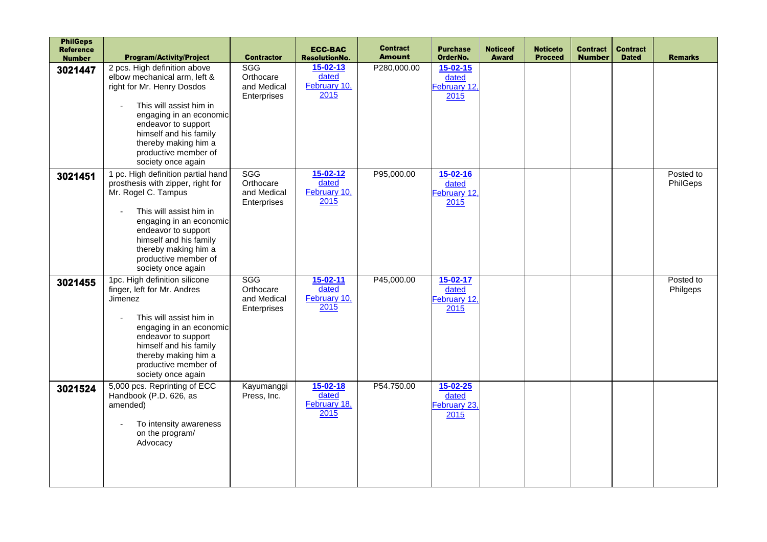| PhilGeps Reference Number | Program/Activity/Project | Contractor | ECC-BAC ResolutionNo. | Contract Amount | Purchase OrderNo. | Noticeof Award | Noticeto Proceed | Contract Number | Contract Dated | Remarks |
|---|---|---|---|---|---|---|---|---|---|---|
| **3021447** | 2 pcs. High definition above elbow mechanical arm, left & right for Mr. Henry Dosdos<br>- This will assist him in engaging in an economic endeavor to support himself and his family thereby making him a productive member of society once again | SGG Orthocare and Medical Enterprises | **15-02-13** dated February 10, 2015 | P280,000.00 | **15-02-15** dated February 12, 2015 | | | | | |
| **3021451** | 1 pc. High definition partial hand prosthesis with zipper, right for Mr. Rogel C. Tampus<br>- This will assist him in engaging in an economic endeavor to support himself and his family thereby making him a productive member of society once again | SGG Orthocare and Medical Enterprises | **15-02-12** dated February 10, 2015 | P95,000.00 | **15-02-16** dated February 12, 2015 | | | | | Posted to PhilGeps |
| **3021455** | 1pc. High definition silicone finger, left for Mr. Andres Jimenez<br>- This will assist him in engaging in an economic endeavor to support himself and his family thereby making him a productive member of society once again | SGG Orthocare and Medical Enterprises | **15-02-11** dated February 10, 2015 | P45,000.00 | **15-02-17** dated February 12, 2015 | | | | | Posted to Philgeps |
| **3021524** | 5,000 pcs. Reprinting of ECC Handbook (P.D. 626, as amended)<br>- To intensity awareness on the program/ Advocacy | Kayumanggi Press, Inc. | **15-02-18** dated February 18, 2015 | P54.750.00 | **15-02-25** dated February 23, 2015 | | | | | |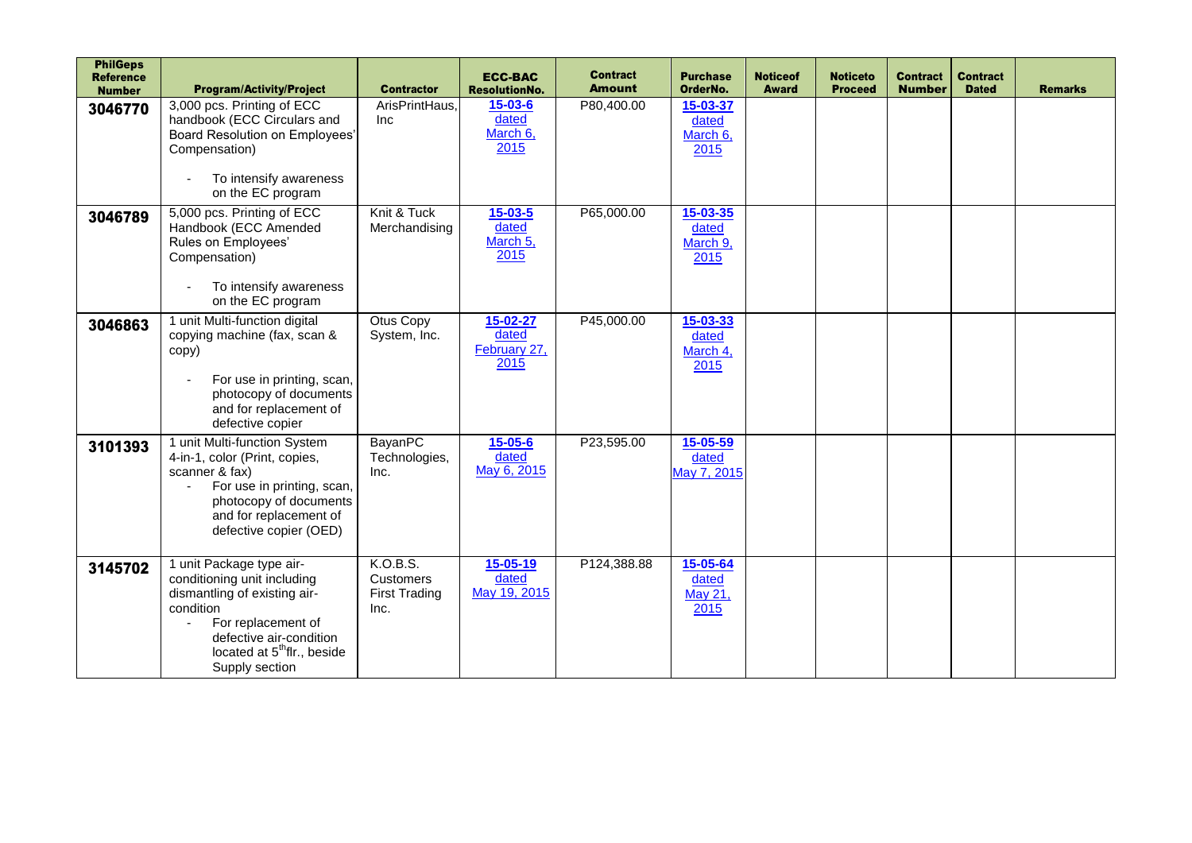| PhilGeps Reference Number | Program/Activity/Project | Contractor | ECC-BAC ResolutionNo. | Contract Amount | Purchase OrderNo. | Noticeof Award | Noticeto Proceed | Contract Number | Contract Dated | Remarks |
|---|---|---|---|---|---|---|---|---|---|---|
| **3046770** | 3,000 pcs. Printing of ECC handbook (ECC Circulars and Board Resolution on Employees' Compensation)<br>- To intensify awareness on the EC program | ArisPrintHaus, Inc | **15-03-6** dated March 6, 2015 | P80,400.00 | **15-03-37** dated March 6, 2015 | | | | | |
| **3046789** | 5,000 pcs. Printing of ECC Handbook (ECC Amended Rules on Employees' Compensation)<br>- To intensify awareness on the EC program | Knit & Tuck Merchandising | **15-03-5** dated March 5, 2015 | P65,000.00 | **15-03-35** dated March 9, 2015 | | | | | |
| **3046863** | 1 unit Multi-function digital copying machine (fax, scan & copy)<br>- For use in printing, scan, photocopy of documents and for replacement of defective copier | Otus Copy System, Inc. | **15-02-27** dated February 27, 2015 | P45,000.00 | **15-03-33** dated March 4, 2015 | | | | | |
| **3101393** | 1 unit Multi-function System 4-in-1, color (Print, copies, scanner & fax)<br>- For use in printing, scan, photocopy of documents and for replacement of defective copier (OED) | BayanPC Technologies, Inc. | **15-05-6** dated May 6, 2015 | P23,595.00 | **15-05-59** dated May 7, 2015 | | | | | |
| **3145702** | 1 unit Package type air-conditioning unit including dismantling of existing air-condition<br>- For replacement of defective air-condition located at 5th flr., beside Supply section | K.O.B.S. Customers First Trading Inc. | **15-05-19** dated May 19, 2015 | P124,388.88 | **15-05-64** dated May 21, 2015 | | | | | |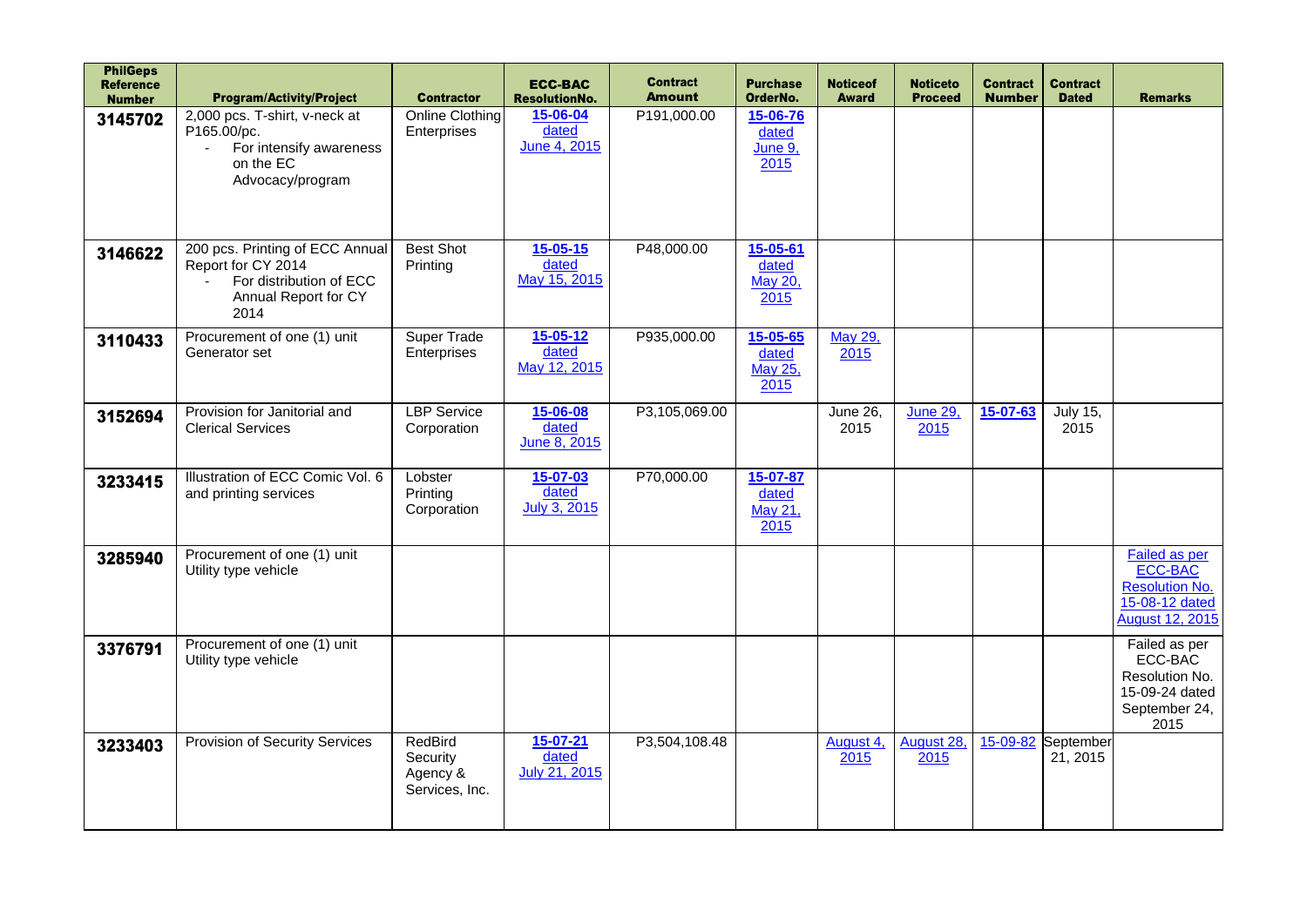| PhilGeps Reference Number | Program/Activity/Project | Contractor | ECC-BAC ResolutionNo. | Contract Amount | Purchase OrderNo. | Noticeof Award | Noticeto Proceed | Contract Number | Contract Dated | Remarks |
|---|---|---|---|---|---|---|---|---|---|---|
| 3145702 | 2,000 pcs. T-shirt, v-neck at P165.00/pc. - For intensify awareness on the EC Advocacy/program | Online Clothing Enterprises | 15-06-04 dated June 4, 2015 | P191,000.00 | 15-06-76 dated June 9, 2015 | | | | | |
| 3146622 | 200 pcs. Printing of ECC Annual Report for CY 2014 - For distribution of ECC Annual Report for CY 2014 | Best Shot Printing | 15-05-15 dated May 15, 2015 | P48,000.00 | 15-05-61 dated May 20, 2015 | | | | | |
| 3110433 | Procurement of one (1) unit Generator set | Super Trade Enterprises | 15-05-12 dated May 12, 2015 | P935,000.00 | 15-05-65 dated May 25, 2015 | May 29, 2015 | | | | |
| 3152694 | Provision for Janitorial and Clerical Services | LBP Service Corporation | 15-06-08 dated June 8, 2015 | P3,105,069.00 | | June 26, 2015 | June 29, 2015 | 15-07-63 | July 15, 2015 | |
| 3233415 | Illustration of ECC Comic Vol. 6 and printing services | Lobster Printing Corporation | 15-07-03 dated July 3, 2015 | P70,000.00 | 15-07-87 dated May 21, 2015 | | | | | |
| 3285940 | Procurement of one (1) unit Utility type vehicle | | | | | | | | | Failed as per ECC-BAC Resolution No. 15-08-12 dated August 12, 2015 |
| 3376791 | Procurement of one (1) unit Utility type vehicle | | | | | | | | | Failed as per ECC-BAC Resolution No. 15-09-24 dated September 24, 2015 |
| 3233403 | Provision of Security Services | RedBird Security Agency & Services, Inc. | 15-07-21 dated July 21, 2015 | P3,504,108.48 | | August 4, 2015 | August 28, 2015 | 15-09-82 | September 21, 2015 | |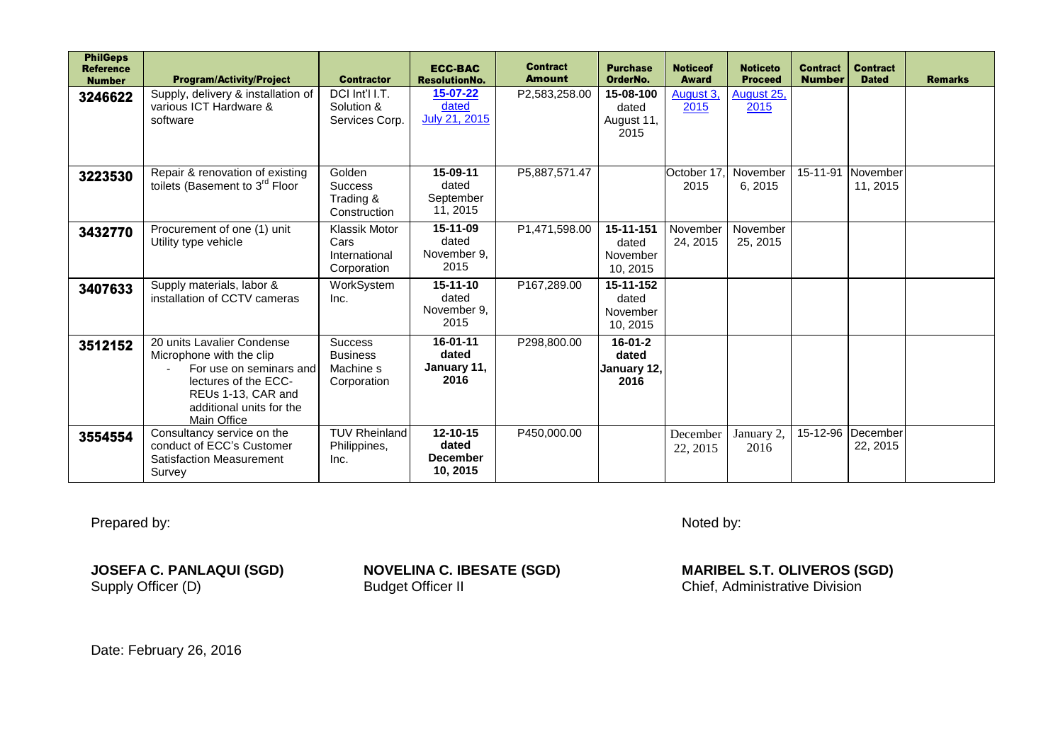| PhilGeps Reference Number | Program/Activity/Project | Contractor | ECC-BAC ResolutionNo. | Contract Amount | Purchase OrderNo. | Noticeof Award | Noticeto Proceed | Contract Number | Contract Dated | Remarks |
|---|---|---|---|---|---|---|---|---|---|---|
| **3246622** | Supply, delivery & installation of various ICT Hardware & software | DCI Int'l I.T. Solution & Services Corp. | 15-07-22 dated July 21, 2015 | P2,583,258.00 | 15-08-100 dated August 11, 2015 | August 3, 2015 | August 25, 2015 | | | |
| **3223530** | Repair & renovation of existing toilets (Basement to 3rd Floor | Golden Success Trading & Construction | 15-09-11 dated September 11, 2015 | P5,887,571.47 | | October 17, 2015 | November 6, 2015 | 15-11-91 | November 11, 2015 | |
| **3432770** | Procurement of one (1) unit Utility type vehicle | Klassik Motor Cars International Corporation | 15-11-09 dated November 9, 2015 | P1,471,598.00 | 15-11-151 dated November 10, 2015 | November 24, 2015 | November 25, 2015 | | | |
| **3407633** | Supply materials, labor & installation of CCTV cameras | WorkSystem Inc. | 15-11-10 dated November 9, 2015 | P167,289.00 | 15-11-152 dated November 10, 2015 | | | | | |
| **3512152** | 20 units Lavalier Condense Microphone with the clip<br>- For use on seminars and lectures of the ECC-REUs 1-13, CAR and additional units for the Main Office | Success Business Machine s Corporation | **16-01-11 dated January 11, 2016** | P298,800.00 | **16-01-2 dated January 12, 2016** | | | | | |
| **3554554** | Consultancy service on the conduct of ECC's Customer Satisfaction Measurement Survey | TUV Rheinland Philippines, Inc. | **12-10-15 dated December 10, 2015** | P450,000.00 | | December 22, 2015 | January 2, 2016 | 15-12-96 | December 22, 2015 | |

Prepared by:

**JOSEFA C. PANLAQUI (SGD)**
Supply Officer (D)

**NOVELINA C. IBESATE (SGD)**
Budget Officer II

Noted by:

**MARIBEL S.T. OLIVEROS (SGD)**
Chief, Administrative Division

Date: February 26, 2016